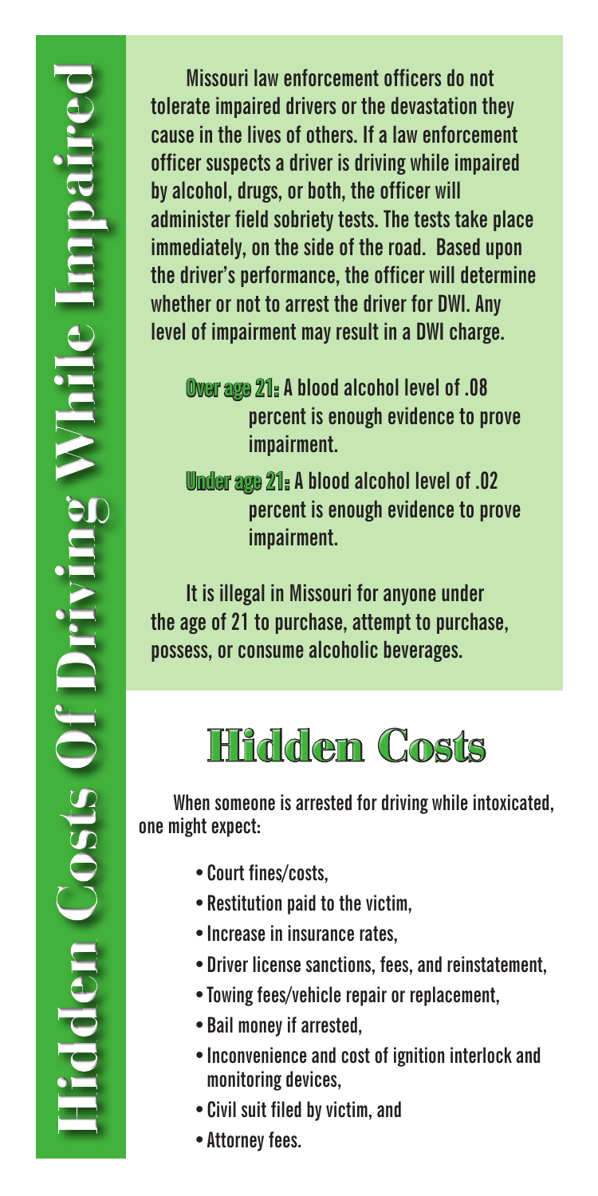# Hidden Costs Of Driving While Impaired

Missouri law enforcement officers do not tolerate impaired drivers or the devastation they cause in the lives of others. If a law enforcement officer suspects a driver is driving while impaired by alcohol, drugs, or both, the officer will administer field sobriety tests. The tests take place immediately, on the side of the road. Based upon the driver's performance, the officer will determine whether or not to arrest the driver for DWI. Any level of impairment may result in a DWI charge.

**Over age 21:** A blood alcohol level of .08 percent is enough evidence to prove impairment.

**Under age 21:** A blood alcohol level of .02 percent is enough evidence to prove impairment.

It is illegal in Missouri for anyone under the age of 21 to purchase, attempt to purchase, possess, or consume alcoholic beverages.

## Hidden Costs

When someone is arrested for driving while intoxicated, one might expect:

- Court fines/costs,
- Restitution paid to the victim,
- Increase in insurance rates,
- Driver license sanctions, fees, and reinstatement,
- Towing fees/vehicle repair or replacement,
- Bail money if arrested,
- Inconvenience and cost of ignition interlock and monitoring devices,
- Civil suit filed by victim, and
- Attorney fees.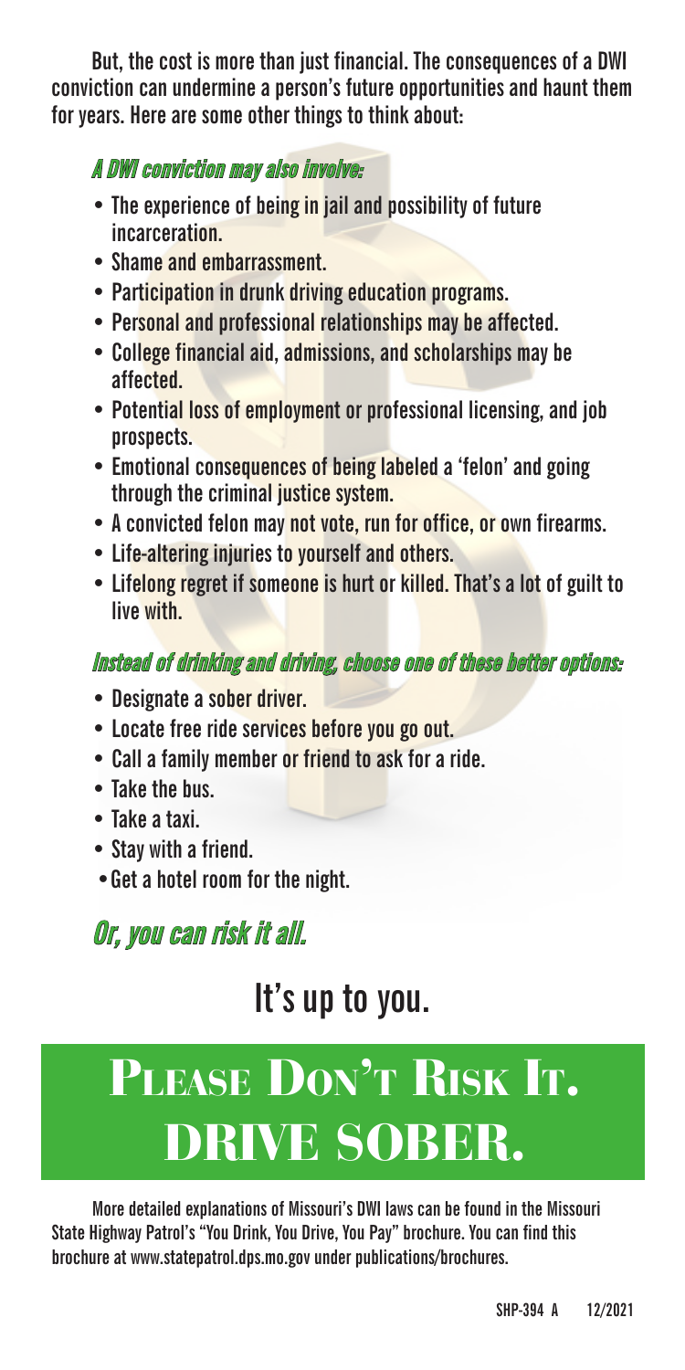But, the cost is more than just financial. The consequences of a DWI conviction can undermine a person's future opportunities and haunt them for years. Here are some other things to think about:

*A DWI conviction may also involve:*

- The experience of being in jail and possibility of future incarceration.
- Shame and embarrassment.
- Participation in drunk driving education programs.
- Personal and professional relationships may be affected.
- College financial aid, admissions, and scholarships may be affected.
- Potential loss of employment or professional licensing, and job prospects.
- Emotional consequences of being labeled a 'felon' and going through the criminal justice system.
- A convicted felon may not vote, run for office, or own firearms.
- Life-altering injuries to yourself and others.
- Lifelong regret if someone is hurt or killed. That's a lot of guilt to live with.

*Instead of drinking and driving, choose one of these better options:*

- Designate a sober driver.
- Locate free ride services before you go out.
- Call a family member or friend to ask for a ride.
- Take the bus.
- Take a taxi.
- Stay with a friend.
- Get a hotel room for the night.

*Or, you can risk it all.*

## It's up to you.

# Please Don't Risk It. DRIVE SOBER.

More detailed explanations of Missouri's DWI laws can be found in the Missouri State Highway Patrol's "You Drink, You Drive, You Pay" brochure. You can find this brochure at www.statepatrol.dps.mo.gov under publications/brochures.

SHP-394 A 12/2021